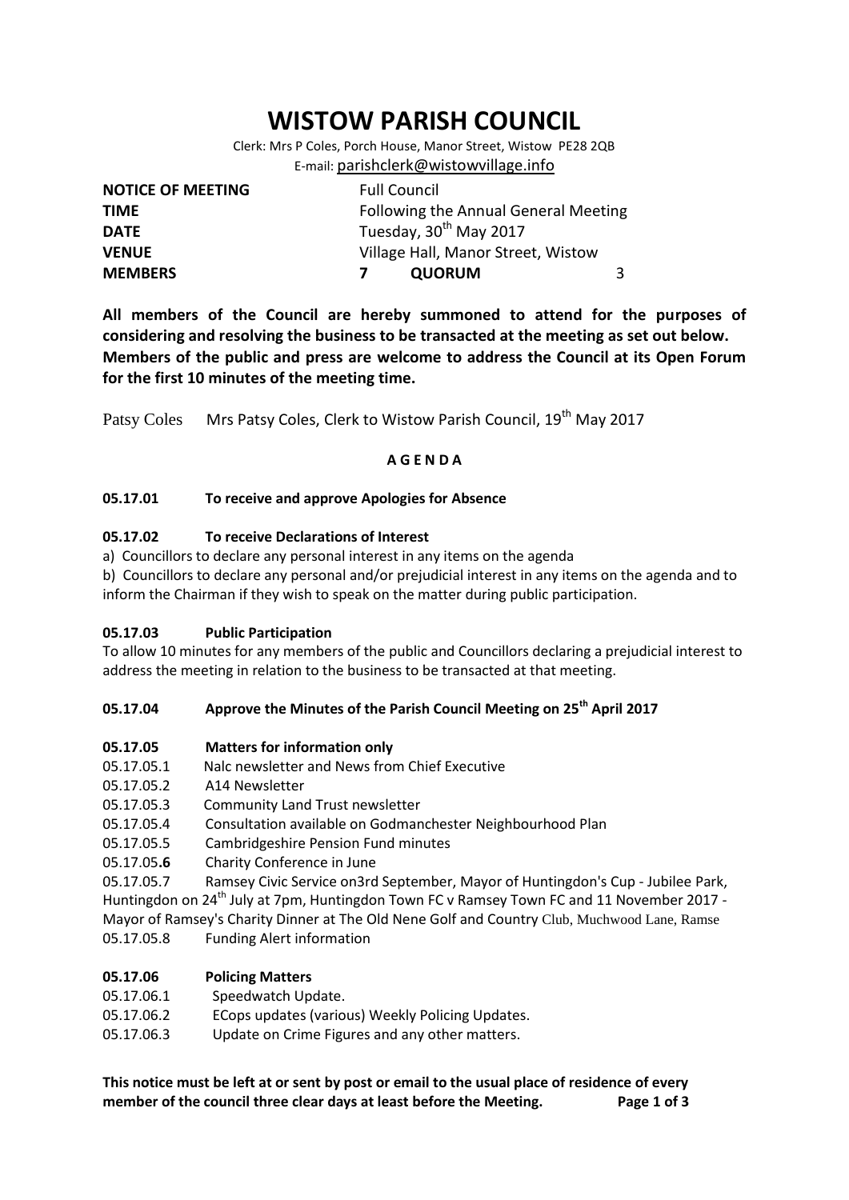# WISTOW PARISH COUNCIL

Clerk: Mrs P Coles, Porch House, Manor Street, Wistow PE28 2QB
E-mail: parishclerk@wistowvillage.info

| | | | |
|---|---|---|---|
| **NOTICE OF MEETING** | Full Council | | |
| **TIME** | Following the Annual General Meeting | | |
| **DATE** | Tuesday, 30th May 2017 | | |
| **VENUE** | Village Hall, Manor Street, Wistow | | |
| **MEMBERS** | **7** | **QUORUM** | 3 |

**All members of the Council are hereby summoned to attend for the purposes of considering and resolving the business to be transacted at the meeting as set out below. Members of the public and press are welcome to address the Council at its Open Forum for the first 10 minutes of the meeting time.**

Patsy Coles  Mrs Patsy Coles, Clerk to Wistow Parish Council, 19th May 2017

**A G E N D A**

**05.17.01  To receive and approve Apologies for Absence**

**05.17.02  To receive Declarations of Interest**

a) Councillors to declare any personal interest in any items on the agenda

b) Councillors to declare any personal and/or prejudicial interest in any items on the agenda and to inform the Chairman if they wish to speak on the matter during public participation.

**05.17.03  Public Participation**

To allow 10 minutes for any members of the public and Councillors declaring a prejudicial interest to address the meeting in relation to the business to be transacted at that meeting.

**05.17.04  Approve the Minutes of the Parish Council Meeting on 25th April 2017**

**05.17.05  Matters for information only**

05.17.05.1  Nalc newsletter and News from Chief Executive

05.17.05.2  A14 Newsletter

05.17.05.3  Community Land Trust newsletter

05.17.05.4  Consultation available on Godmanchester Neighbourhood Plan

05.17.05.5  Cambridgeshire Pension Fund minutes

05.17.05.**6**  Charity Conference in June

05.17.05.7  Ramsey Civic Service on3rd September, Mayor of Huntingdon's Cup - Jubilee Park, Huntingdon on 24th July at 7pm, Huntingdon Town FC v Ramsey Town FC and 11 November 2017 - Mayor of Ramsey's Charity Dinner at The Old Nene Golf and Country Club, Muchwood Lane, Ramse

05.17.05.8  Funding Alert information

**05.17.06  Policing Matters**

05.17.06.1  Speedwatch Update.

05.17.06.2  ECops updates (various) Weekly Policing Updates.

05.17.06.3  Update on Crime Figures and any other matters.

**This notice must be left at or sent by post or email to the usual place of residence of every member of the council three clear days at least before the Meeting.**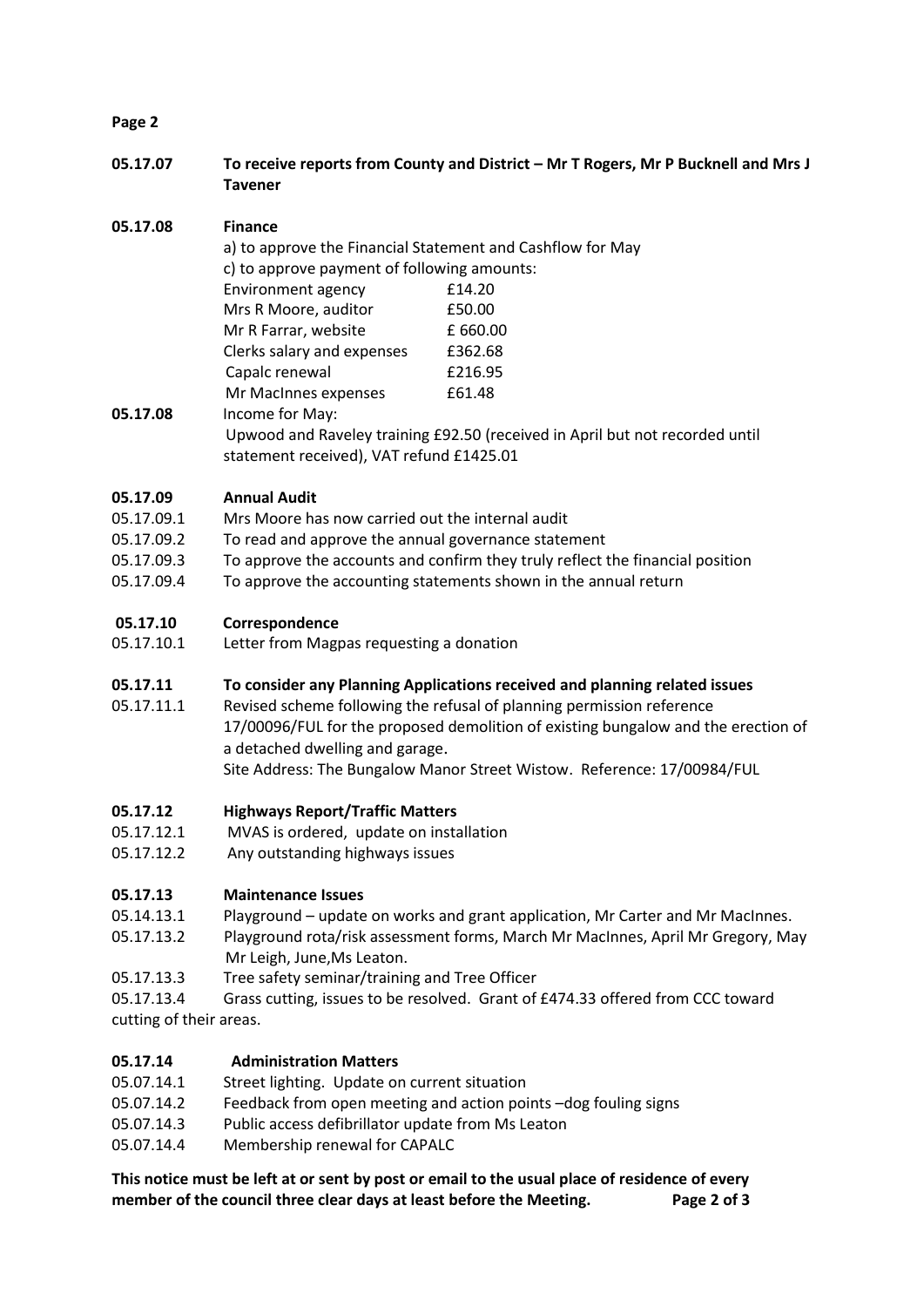**Page 2**

**05.17.07 To receive reports from County and District – Mr T Rogers, Mr P Bucknell and Mrs J Tavener**

**05.17.08 Finance**

a) to approve the Financial Statement and Cashflow for May

c) to approve payment of following amounts:

| | |
|---|---|
| Environment agency | £14.20 |
| Mrs R Moore, auditor | £50.00 |
| Mr R Farrar, website | £ 660.00 |
| Clerks salary and expenses | £362.68 |
| Capalc renewal | £216.95 |
| Mr MacInnes expenses | £61.48 |

**05.17.08** Income for May:

Upwood and Raveley training £92.50 (received in April but not recorded until statement received), VAT refund £1425.01

**05.17.09 Annual Audit**

05.17.09.1 Mrs Moore has now carried out the internal audit

05.17.09.2 To read and approve the annual governance statement

05.17.09.3 To approve the accounts and confirm they truly reflect the financial position

05.17.09.4 To approve the accounting statements shown in the annual return

**05.17.10 Correspondence**

05.17.10.1 Letter from Magpas requesting a donation

**05.17.11 To consider any Planning Applications received and planning related issues**

05.17.11.1 Revised scheme following the refusal of planning permission reference 17/00096/FUL for the proposed demolition of existing bungalow and the erection of a detached dwelling and garage.
Site Address: The Bungalow Manor Street Wistow. Reference: 17/00984/FUL

**05.17.12 Highways Report/Traffic Matters**

05.17.12.1 MVAS is ordered, update on installation

05.17.12.2 Any outstanding highways issues

**05.17.13 Maintenance Issues**

05.14.13.1 Playground – update on works and grant application, Mr Carter and Mr MacInnes.

05.17.13.2 Playground rota/risk assessment forms, March Mr MacInnes, April Mr Gregory, May Mr Leigh, June,Ms Leaton.

05.17.13.3 Tree safety seminar/training and Tree Officer

05.17.13.4 Grass cutting, issues to be resolved. Grant of £474.33 offered from CCC toward cutting of their areas.

**05.17.14 Administration Matters**

05.07.14.1 Street lighting. Update on current situation

05.07.14.2 Feedback from open meeting and action points –dog fouling signs

05.07.14.3 Public access defibrillator update from Ms Leaton

05.07.14.4 Membership renewal for CAPALC

**This notice must be left at or sent by post or email to the usual place of residence of every member of the council three clear days at least before the Meeting.**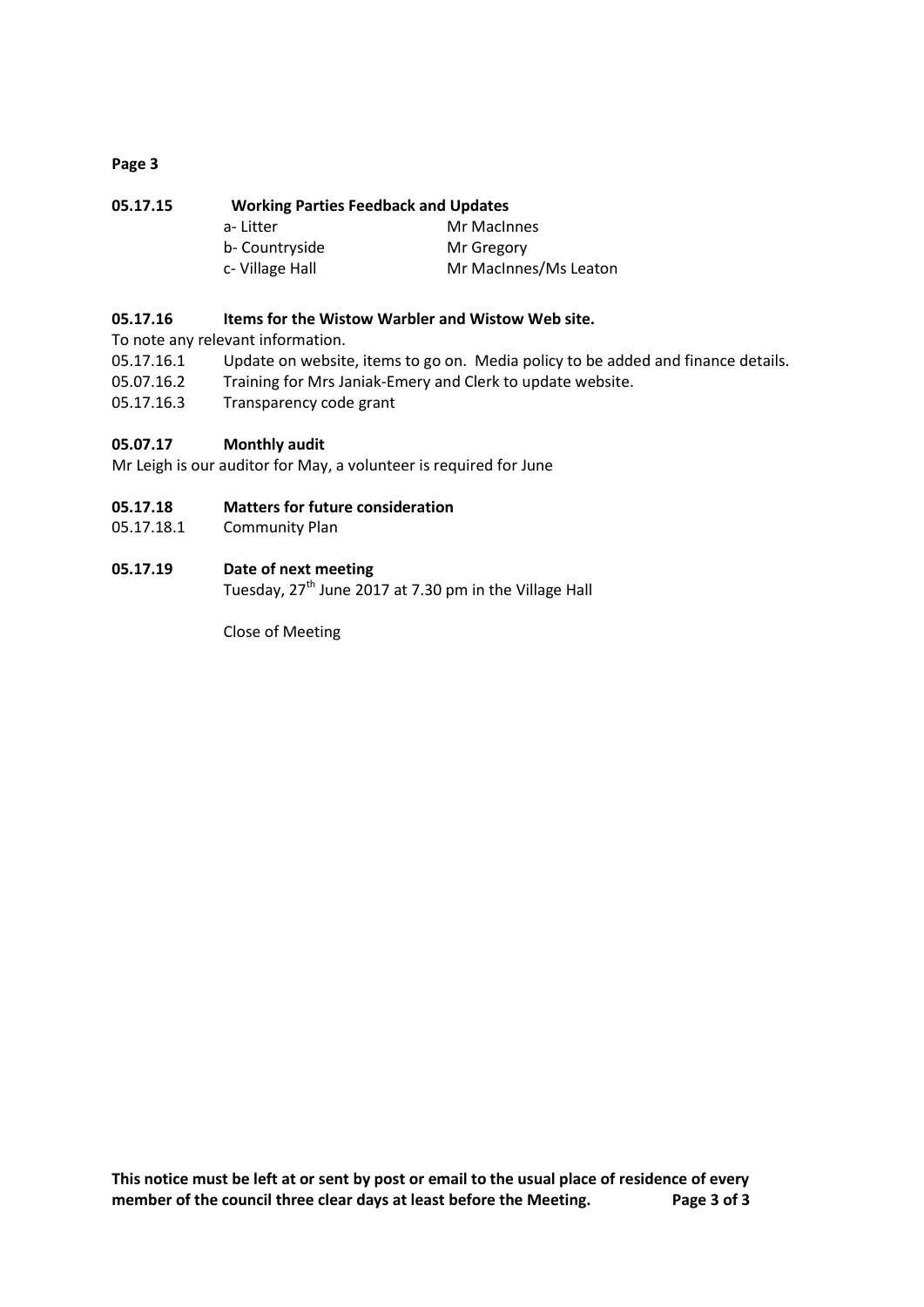**Page 3**

**05.17.15 Working Parties Feedback and Updates**

| | |
|---|---|
| a- Litter | Mr MacInnes |
| b- Countryside | Mr Gregory |
| c- Village Hall | Mr MacInnes/Ms Leaton |

**05.17.16 Items for the Wistow Warbler and Wistow Web site.**

To note any relevant information.

05.17.16.1 Update on website, items to go on. Media policy to be added and finance details.

05.07.16.2 Training for Mrs Janiak-Emery and Clerk to update website.

05.17.16.3 Transparency code grant

**05.07.17 Monthly audit**

Mr Leigh is our auditor for May, a volunteer is required for June

**05.17.18 Matters for future consideration**

05.17.18.1 Community Plan

**05.17.19 Date of next meeting**

Tuesday, 27th June 2017 at 7.30 pm in the Village Hall

Close of Meeting

**This notice must be left at or sent by post or email to the usual place of residence of every member of the council three clear days at least before the Meeting.**